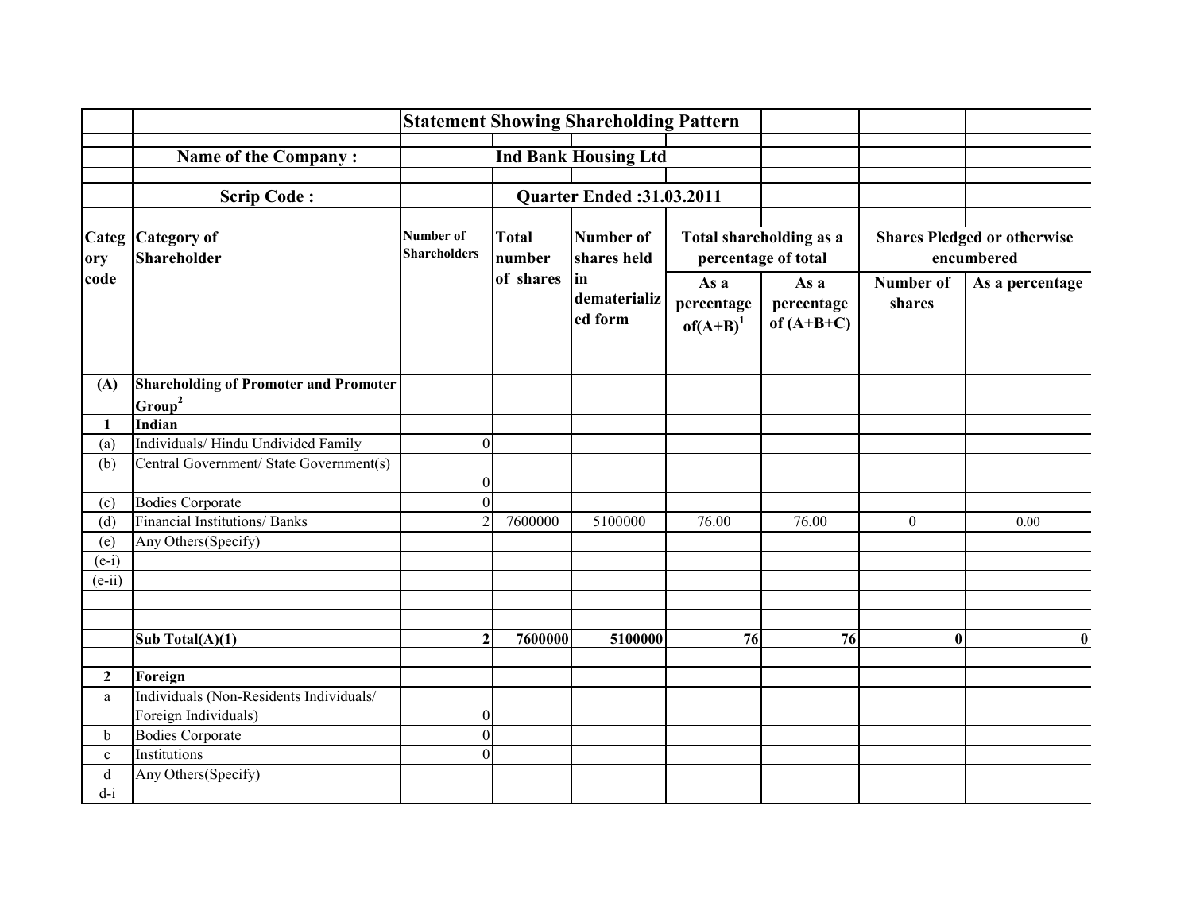# Statement Showing Shareholding Pattern

**Name of the Company :** Ind Bank Housing Ltd

**Scrip Code :** | **Quarter Ended :31.03.2011**

| Category code | Category of Shareholder | Number of Shareholders | Total number of shares | Number of shares held in dematerialized form | Total shareholding as a percentage of total | | Shares Pledged or otherwise encumbered | |
|---|---|---|---|---|---|---|---|---|
| | | | | | As a percentage of(A+B)[1] | As a percentage of (A+B+C) | Number of shares | As a percentage |
| **(A)** | **Shareholding of Promoter and Promoter Group[2]** | | | | | | | |
| **1** | **Indian** | | | | | | | |
| (a) | Individuals/ Hindu Undivided Family | 0 | | | | | | |
| (b) | Central Government/ State Government(s) | 0 | | | | | | |
| (c) | Bodies Corporate | 0 | | | | | | |
| (d) | Financial Institutions/ Banks | 2 | 7600000 | 5100000 | 76.00 | 76.00 | 0 | 0.00 |
| (e) | Any Others(Specify) | | | | | | | |
| (e-i) | | | | | | | | |
| (e-ii) | | | | | | | | |
| | | | | | | | | |
| | | | | | | | | |
| | **Sub Total(A)(1)** | **2** | **7600000** | **5100000** | **76** | **76** | **0** | **0** |
| | | | | | | | | |
| **2** | **Foreign** | | | | | | | |
| a | Individuals (Non-Residents Individuals/ Foreign Individuals) | 0 | | | | | | |
| b | Bodies Corporate | 0 | | | | | | |
| c | Institutions | 0 | | | | | | |
| d | Any Others(Specify) | | | | | | | |
| d-i | | | | | | | | |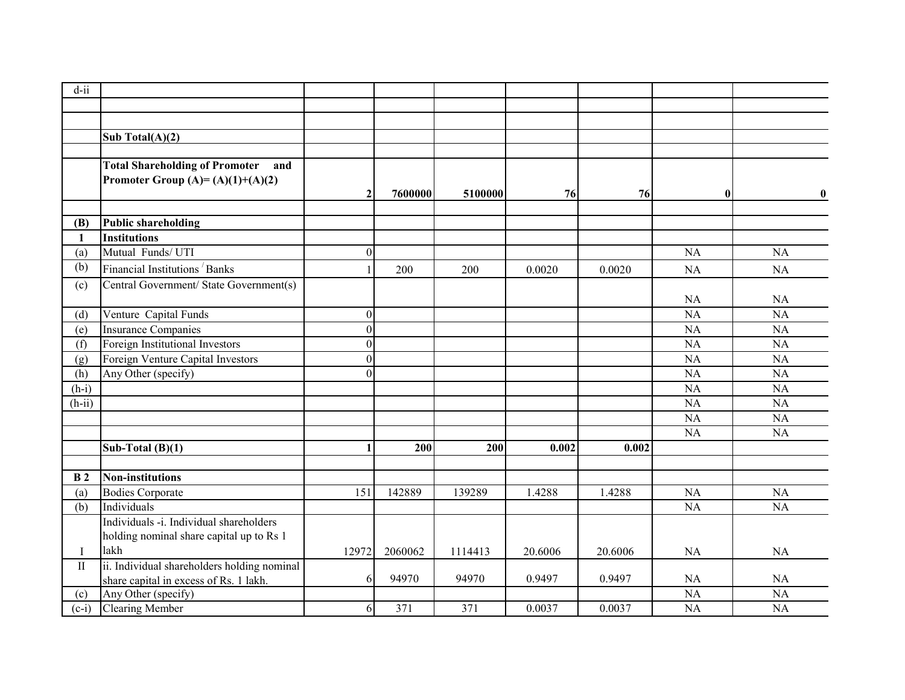| | | | | | | | | |
|---|---|---|---|---|---|---|---|---|
| d-ii | | | | | | | | |
| | | | | | | | | |
| | | | | | | | | |
| | **Sub Total(A)(2)** | | | | | | | |
| | | | | | | | | |
| | **Total Shareholding of Promoter and Promoter Group (A)= (A)(1)+(A)(2)** | **2** | **7600000** | **5100000** | **76** | **76** | **0** | **0** |
| | | | | | | | | |
| **(B)** | **Public shareholding** | | | | | | | |
| **1** | **Institutions** | | | | | | | |
| (a) | Mutual Funds/ UTI | 0 | | | | | NA | NA |
| (b) | Financial Institutions / Banks | 1 | 200 | 200 | 0.0020 | 0.0020 | NA | NA |
| (c) | Central Government/ State Government(s) | | | | | | NA | NA |
| (d) | Venture Capital Funds | 0 | | | | | NA | NA |
| (e) | Insurance Companies | 0 | | | | | NA | NA |
| (f) | Foreign Institutional Investors | 0 | | | | | NA | NA |
| (g) | Foreign Venture Capital Investors | 0 | | | | | NA | NA |
| (h) | Any Other (specify) | 0 | | | | | NA | NA |
| (h-i) | | | | | | | NA | NA |
| (h-ii) | | | | | | | NA | NA |
| | | | | | | | NA | NA |
| | | | | | | | NA | NA |
| | **Sub-Total (B)(1)** | **1** | **200** | **200** | **0.002** | **0.002** | | |
| | | | | | | | | |
| **B 2** | **Non-institutions** | | | | | | | |
| (a) | Bodies Corporate | 151 | 142889 | 139289 | 1.4288 | 1.4288 | NA | NA |
| (b) | Individuals | | | | | | NA | NA |
| I | Individuals -i. Individual shareholders holding nominal share capital up to Rs 1 lakh | 12972 | 2060062 | 1114413 | 20.6006 | 20.6006 | NA | NA |
| II | ii. Individual shareholders holding nominal share capital in excess of Rs. 1 lakh. | 6 | 94970 | 94970 | 0.9497 | 0.9497 | NA | NA |
| (c) | Any Other (specify) | | | | | | NA | NA |
| (c-i) | Clearing Member | 6 | 371 | 371 | 0.0037 | 0.0037 | NA | NA |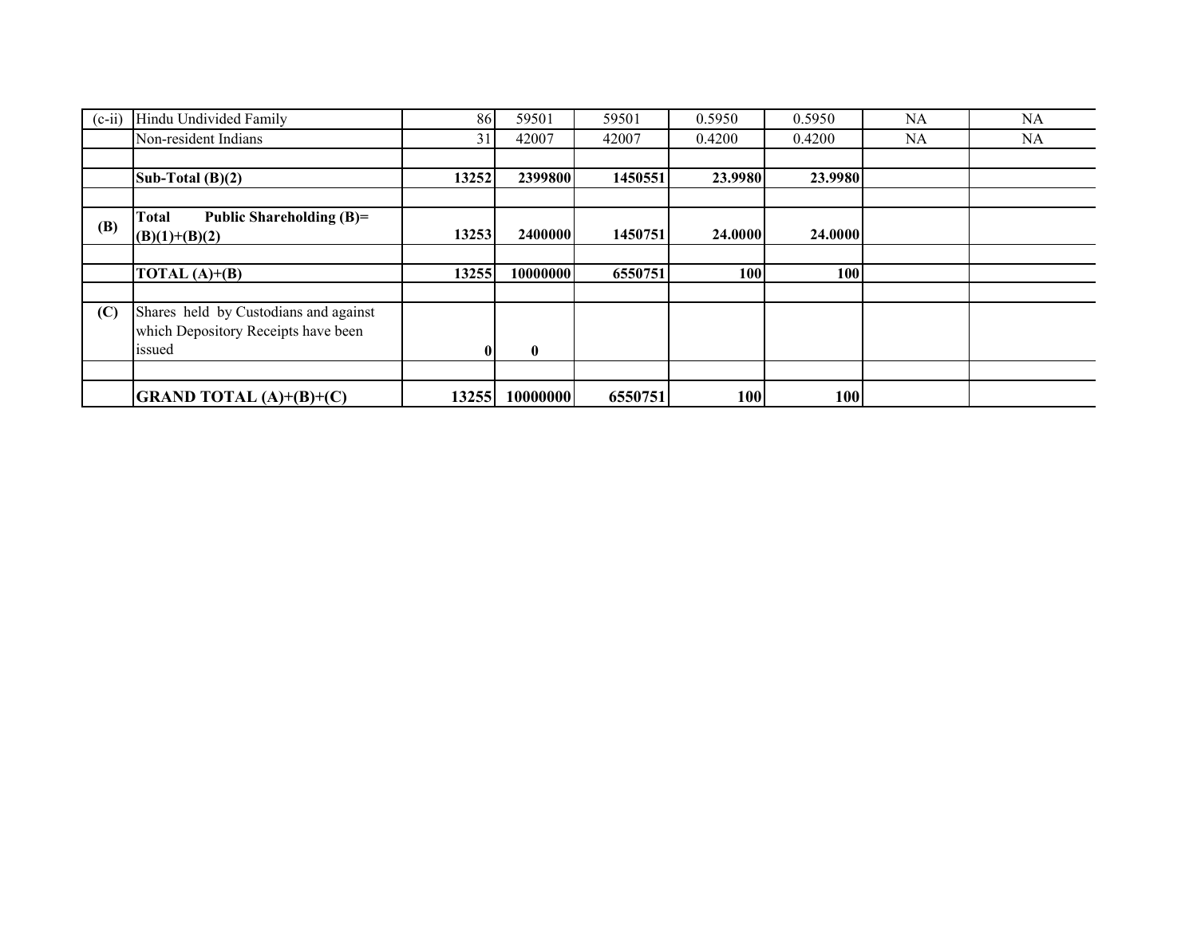| | | | | | | | | |
|---|---|---|---|---|---|---|---|---|
| (c-ii) | Hindu Undivided Family | 86 | 59501 | 59501 | 0.5950 | 0.5950 | NA | NA |
| | Non-resident Indians | 31 | 42007 | 42007 | 0.4200 | 0.4200 | NA | NA |
| | | | | | | | | |
| | **Sub-Total (B)(2)** | **13252** | **2399800** | **1450551** | **23.9980** | **23.9980** | | |
| | | | | | | | | |
| **(B)** | **Total Public Shareholding (B)= (B)(1)+(B)(2)** | **13253** | **2400000** | **1450751** | **24.0000** | **24.0000** | | |
| | | | | | | | | |
| | **TOTAL (A)+(B)** | **13255** | **10000000** | **6550751** | **100** | **100** | | |
| | | | | | | | | |
| **(C)** | Shares held by Custodians and against which Depository Receipts have been issued | **0** | **0** | | | | | |
| | | | | | | | | |
| | **GRAND TOTAL (A)+(B)+(C)** | **13255** | **10000000** | **6550751** | **100** | **100** | | |